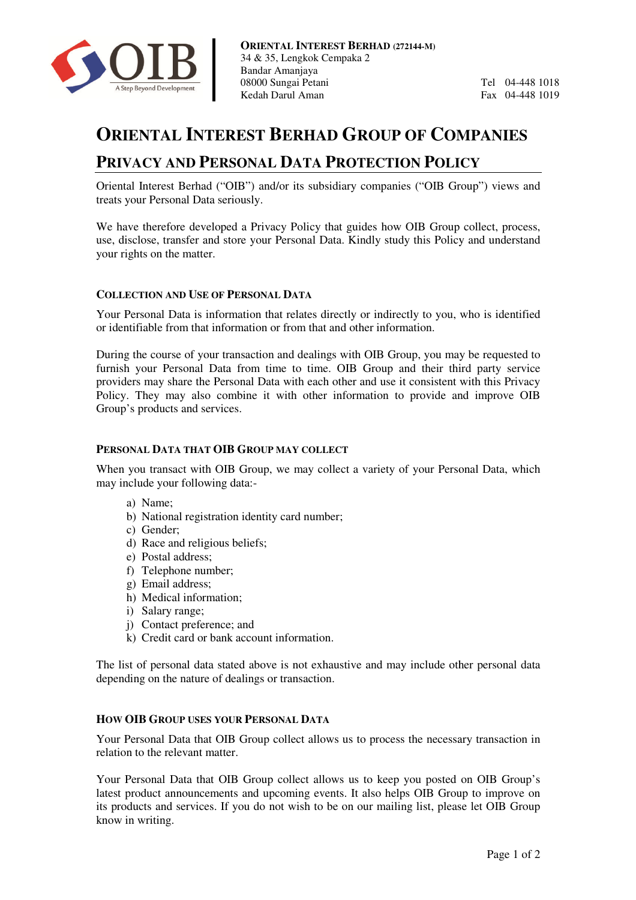**ORIENTAL INTEREST BERHAD (272144-M)**
34 & 35, Lengkok Cempaka 2
Bandar Amanjaya
08000 Sungai Petani
Kedah Darul Aman

Tel 04-448 1018
Fax 04-448 1019

# ORIENTAL INTEREST BERHAD GROUP OF COMPANIES

## PRIVACY AND PERSONAL DATA PROTECTION POLICY

Oriental Interest Berhad ("OIB") and/or its subsidiary companies ("OIB Group") views and treats your Personal Data seriously.

We have therefore developed a Privacy Policy that guides how OIB Group collect, process, use, disclose, transfer and store your Personal Data. Kindly study this Policy and understand your rights on the matter.

### COLLECTION AND USE OF PERSONAL DATA

Your Personal Data is information that relates directly or indirectly to you, who is identified or identifiable from that information or from that and other information.

During the course of your transaction and dealings with OIB Group, you may be requested to furnish your Personal Data from time to time. OIB Group and their third party service providers may share the Personal Data with each other and use it consistent with this Privacy Policy. They may also combine it with other information to provide and improve OIB Group's products and services.

### PERSONAL DATA THAT OIB GROUP MAY COLLECT

When you transact with OIB Group, we may collect a variety of your Personal Data, which may include your following data:-

a) Name;
b) National registration identity card number;
c) Gender;
d) Race and religious beliefs;
e) Postal address;
f) Telephone number;
g) Email address;
h) Medical information;
i) Salary range;
j) Contact preference; and
k) Credit card or bank account information.

The list of personal data stated above is not exhaustive and may include other personal data depending on the nature of dealings or transaction.

### HOW OIB GROUP USES YOUR PERSONAL DATA

Your Personal Data that OIB Group collect allows us to process the necessary transaction in relation to the relevant matter.

Your Personal Data that OIB Group collect allows us to keep you posted on OIB Group's latest product announcements and upcoming events. It also helps OIB Group to improve on its products and services. If you do not wish to be on our mailing list, please let OIB Group know in writing.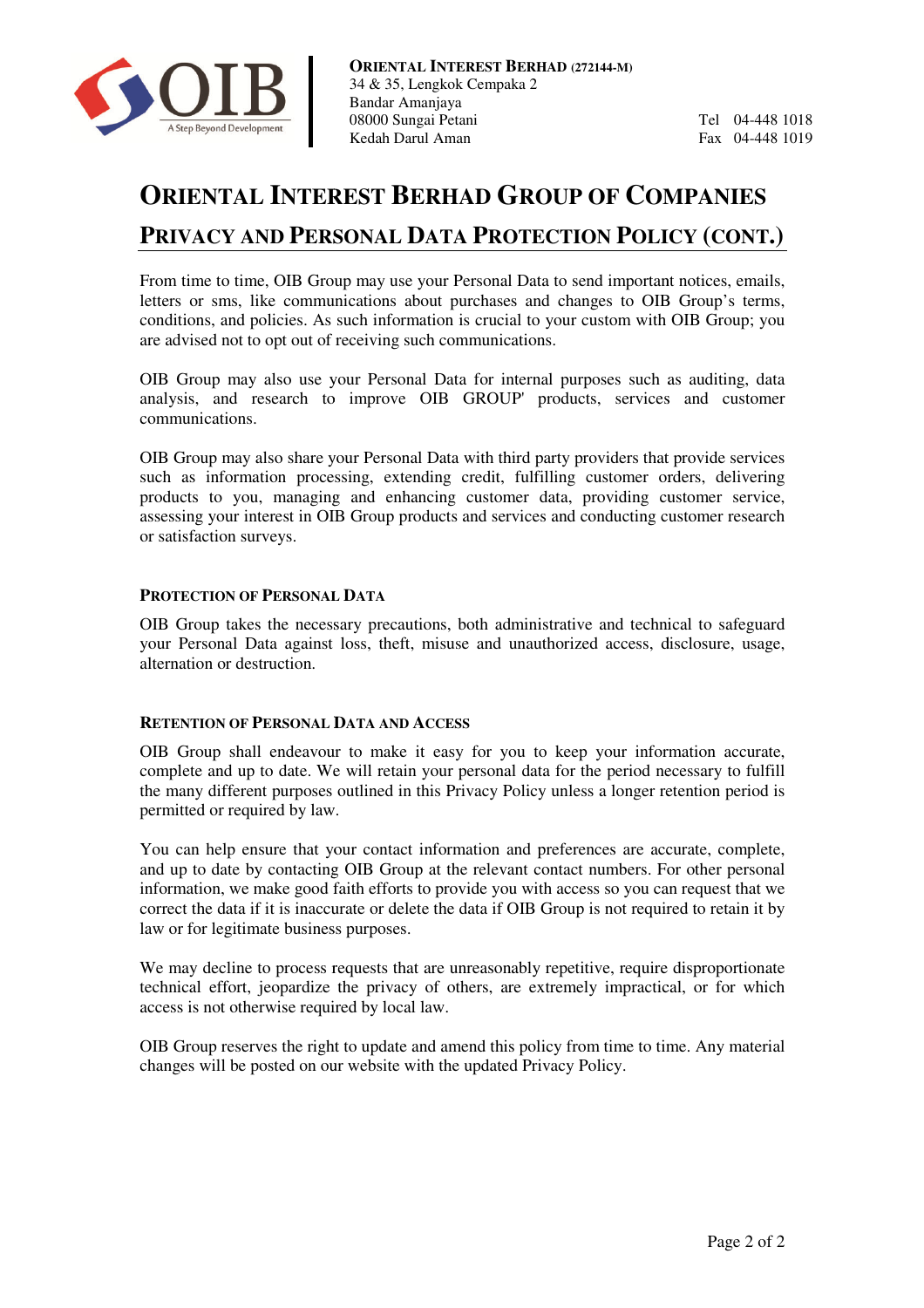**ORIENTAL INTEREST BERHAD (272144-M)**
34 & 35, Lengkok Cempaka 2
Bandar Amanjaya
08000 Sungai Petani
Kedah Darul Aman

Tel 04-448 1018
Fax 04-448 1019

# ORIENTAL INTEREST BERHAD GROUP OF COMPANIES

## PRIVACY AND PERSONAL DATA PROTECTION POLICY (CONT.)

From time to time, OIB Group may use your Personal Data to send important notices, emails, letters or sms, like communications about purchases and changes to OIB Group's terms, conditions, and policies. As such information is crucial to your custom with OIB Group; you are advised not to opt out of receiving such communications.

OIB Group may also use your Personal Data for internal purposes such as auditing, data analysis, and research to improve OIB GROUP' products, services and customer communications.

OIB Group may also share your Personal Data with third party providers that provide services such as information processing, extending credit, fulfilling customer orders, delivering products to you, managing and enhancing customer data, providing customer service, assessing your interest in OIB Group products and services and conducting customer research or satisfaction surveys.

### PROTECTION OF PERSONAL DATA

OIB Group takes the necessary precautions, both administrative and technical to safeguard your Personal Data against loss, theft, misuse and unauthorized access, disclosure, usage, alternation or destruction.

### RETENTION OF PERSONAL DATA AND ACCESS

OIB Group shall endeavour to make it easy for you to keep your information accurate, complete and up to date. We will retain your personal data for the period necessary to fulfill the many different purposes outlined in this Privacy Policy unless a longer retention period is permitted or required by law.

You can help ensure that your contact information and preferences are accurate, complete, and up to date by contacting OIB Group at the relevant contact numbers. For other personal information, we make good faith efforts to provide you with access so you can request that we correct the data if it is inaccurate or delete the data if OIB Group is not required to retain it by law or for legitimate business purposes.

We may decline to process requests that are unreasonably repetitive, require disproportionate technical effort, jeopardize the privacy of others, are extremely impractical, or for which access is not otherwise required by local law.

OIB Group reserves the right to update and amend this policy from time to time. Any material changes will be posted on our website with the updated Privacy Policy.